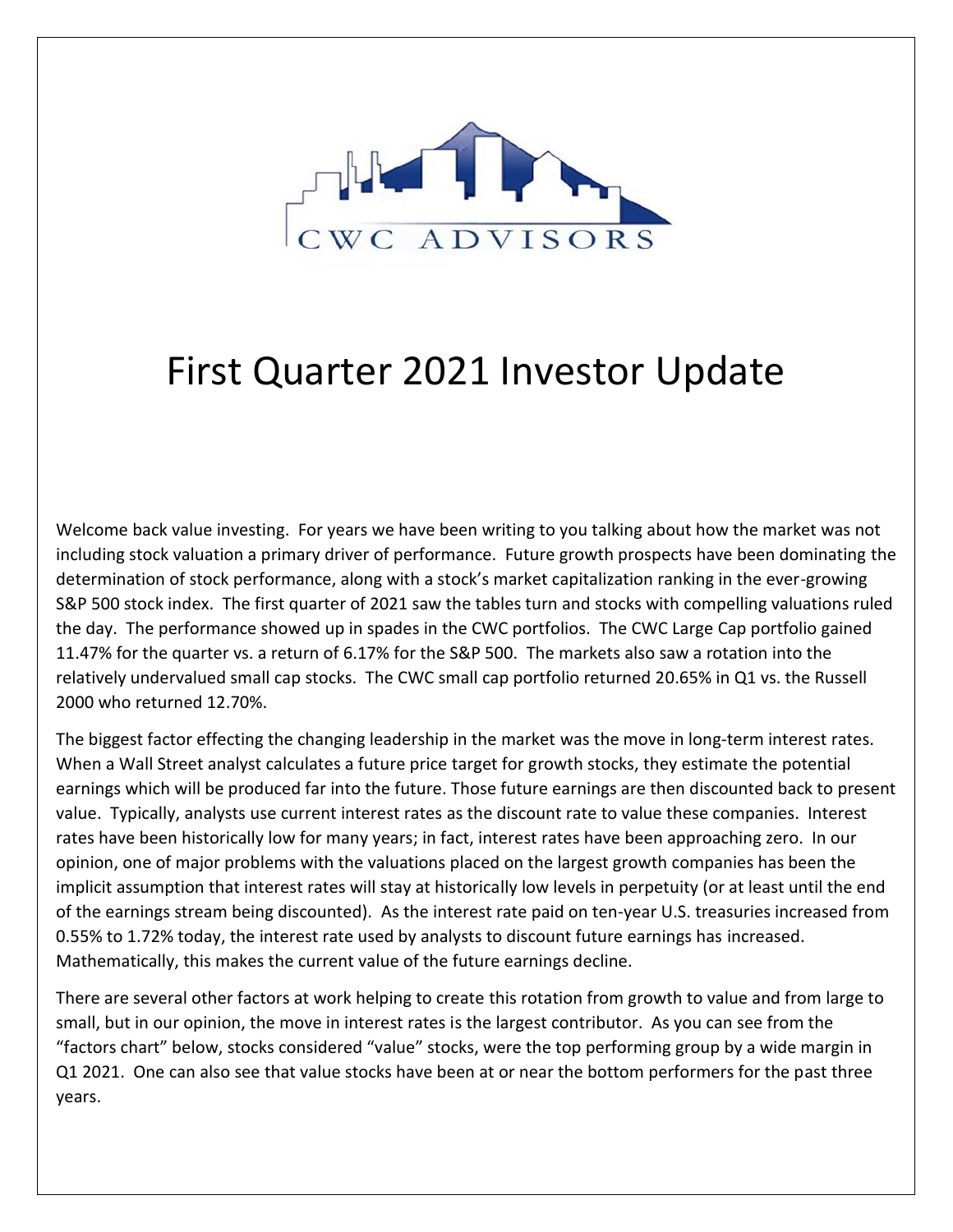CWC ADVISORS

# First Quarter 2021 Investor Update

Welcome back value investing. For years we have been writing to you talking about how the market was not including stock valuation a primary driver of performance. Future growth prospects have been dominating the determination of stock performance, along with a stock's market capitalization ranking in the ever-growing S&P 500 stock index. The first quarter of 2021 saw the tables turn and stocks with compelling valuations ruled the day. The performance showed up in spades in the CWC portfolios. The CWC Large Cap portfolio gained 11.47% for the quarter vs. a return of 6.17% for the S&P 500. The markets also saw a rotation into the relatively undervalued small cap stocks. The CWC small cap portfolio returned 20.65% in Q1 vs. the Russell 2000 who returned 12.70%.

The biggest factor effecting the changing leadership in the market was the move in long-term interest rates. When a Wall Street analyst calculates a future price target for growth stocks, they estimate the potential earnings which will be produced far into the future. Those future earnings are then discounted back to present value. Typically, analysts use current interest rates as the discount rate to value these companies. Interest rates have been historically low for many years; in fact, interest rates have been approaching zero. In our opinion, one of major problems with the valuations placed on the largest growth companies has been the implicit assumption that interest rates will stay at historically low levels in perpetuity (or at least until the end of the earnings stream being discounted). As the interest rate paid on ten-year U.S. treasuries increased from 0.55% to 1.72% today, the interest rate used by analysts to discount future earnings has increased. Mathematically, this makes the current value of the future earnings decline.

There are several other factors at work helping to create this rotation from growth to value and from large to small, but in our opinion, the move in interest rates is the largest contributor. As you can see from the "factors chart" below, stocks considered "value" stocks, were the top performing group by a wide margin in Q1 2021. One can also see that value stocks have been at or near the bottom performers for the past three years.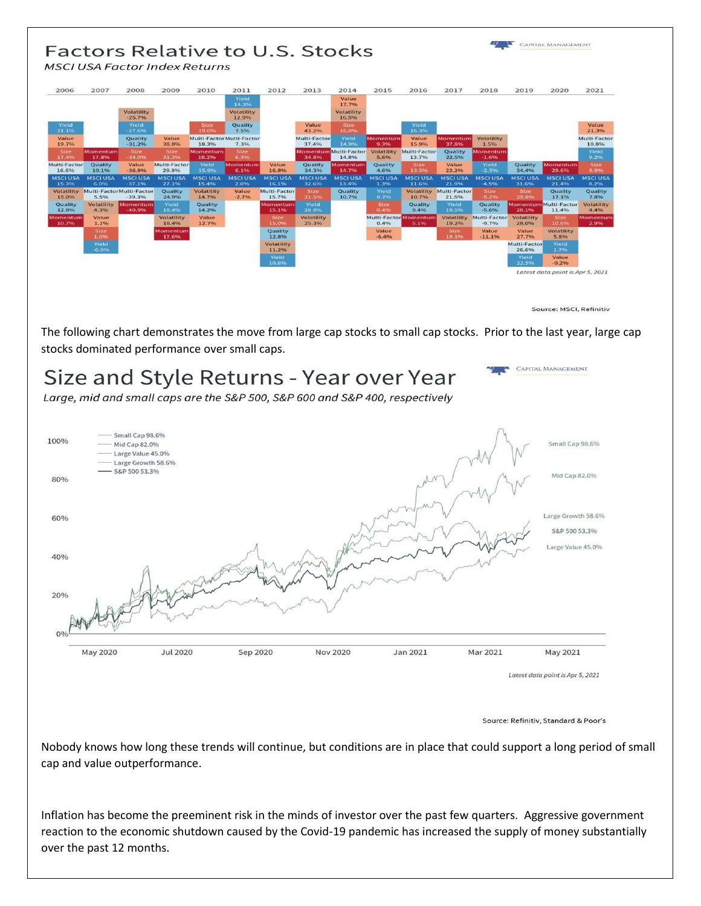## Factors Relative to U.S. Stocks

*MSCI USA Factor Index Returns*

2006: Yield 21.1%, Value 19.7%, Size 17.4%, Multi-Factor 16.6%, MSCI USA 15.3%, Volatility 15.0%, Quality 12.8%, Momentum 10.7%

2007: Momentum 17.8%, Quality 10.1%, MSCI USA 6.0%, Multi-Factor 5.5%, Volatility 4.3%, Value 1.1%, Size 1.0%, Yield -0.0%

2008: Volatility -25.7%, Yield -27.6%, Quality -31.2%, Size -34.0%, Value -36.9%, MSCI USA -37.1%, Multi-Factor -39.3%, Momentum -40.9%

2009: Value 38.8%, Size 31.3%, Multi-Factor 29.8%, MSCI USA 27.1%, Quality 24.9%, Yield 18.4%, Volatility 18.4%, Momentum 17.6%

2010: Size 19.0%, Multi-Factor 18.3%, Momentum 18.2%, Yield 15.9%, MSCI USA 15.4%, Volatility 14.7%, Quality 14.2%, Value 12.7%

2011: Yield 14.3%, Volatility 12.9%, Quality 7.5%, Multi-Factor 7.3%, Size 6.3%, Momentum 6.1%, MSCI USA 2.0%, Value -2.7%

2012: Value 16.8%, MSCI USA 16.1%, Multi-Factor 15.7%, Momentum 15.1%, Size 15.0%, Quality 12.8%, Volatility 11.2%, Yield 10.6%

2013: Value 43.2%, Multi-Factor 37.4%, Momentum 34.8%, Quality 34.3%, MSCI USA 32.6%, Size 31.5%, Yield 28.9%, Volatility 25.3%

2014: Value 17.7%, Volatility 16.5%, Size 16.0%, Yield 14.9%, Multi-Factor 14.8%, Momentum 14.7%, MSCI USA 13.4%, Quality 10.7%

2015: Momentum 9.3%, Volatility 5.6%, Quality 4.6%, MSCI USA 1.3%, Yield 0.7%, Size 0.4%, Multi-Factor 0.4%, Value -6.4%

2016: Yield 16.3%, Value 15.9%, Multi-Factor 13.7%, Size 13.5%, MSCI USA 11.6%, Volatility 10.7%, Quality 9.4%, Momentum 5.1%

2017: Momentum 37.8%, Quality 22.5%, Value 22.2%, MSCI USA 21.9%, Multi-Factor 21.5%, Yield 19.5%, Volatility 19.2%, Size 19.1%

2018: Volatility 1.5%, Momentum -1.6%, Yield -2.3%, MSCI USA -4.5%, Size -5.2%, Quality -5.6%, Multi-Factor -9.7%, Value -11.1%

2019: Quality 34.4%, MSCI USA 31.6%, Size 29.8%, Momentum 28.1%, Volatility 28.0%, Value 27.7%, Multi-Factor 26.6%, Yield 22.5%

2020: Momentum 29.6%, MSCI USA 21.4%, Quality 17.1%, Multi-Factor 11.4%, Size 10.6%, Volatility 5.8%, Yield 1.7%, Value -0.2%

2021: Value 21.3%, Multi-Factor 10.8%, Yield 9.2%, Size 8.9%, MSCI USA 8.2%, Quality 7.8%, Volatility 4.4%, Momentum 2.9%

*Latest data point is Apr 5, 2021*

Source: MSCI, Refinitiv

The following chart demonstrates the move from large cap stocks to small cap stocks. Prior to the last year, large cap stocks dominated performance over small caps.

## Size and Style Returns - Year over Year

*Large, mid and small caps are the S&P 500, S&P 600 and S&P 400, respectively*

Small Cap 98.6%
Mid Cap 82.0%
Large Value 45.0%
Large Growth 58.6%
S&P 500 53.3%

100%
80%
60%
40%
20%
0%

May 2020 Jul 2020 Sep 2020 Nov 2020 Jan 2021 Mar 2021 May 2021

*Latest data point is Apr 5, 2021*

Source: Refinitiv, Standard & Poor's

Nobody knows how long these trends will continue, but conditions are in place that could support a long period of small cap and value outperformance.

Inflation has become the preeminent risk in the minds of investor over the past few quarters. Aggressive government reaction to the economic shutdown caused by the Covid-19 pandemic has increased the supply of money substantially over the past 12 months.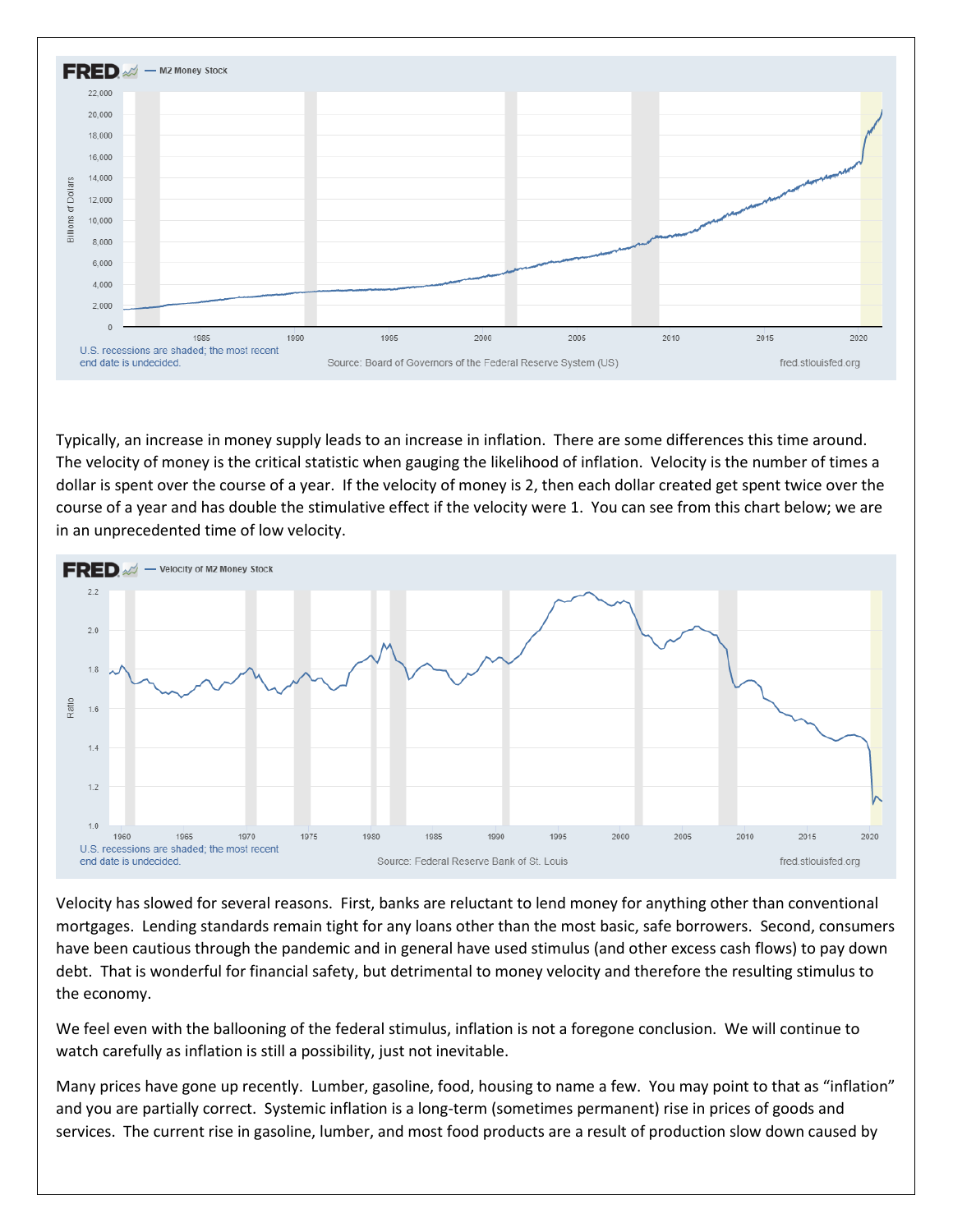FRED — M2 Money Stock

22,000
20,000
18,000
16,000
14,000
12,000
10,000
8,000
6,000
4,000
2,000
0

Billions of Dollars

1985 1990 1995 2000 2005 2010 2015 2020

U.S. recessions are shaded; the most recent end date is undecided.

Source: Board of Governors of the Federal Reserve System (US)

fred.stlouisfed.org

Typically, an increase in money supply leads to an increase in inflation. There are some differences this time around. The velocity of money is the critical statistic when gauging the likelihood of inflation. Velocity is the number of times a dollar is spent over the course of a year. If the velocity of money is 2, then each dollar created get spent twice over the course of a year and has double the stimulative effect if the velocity were 1. You can see from this chart below; we are in an unprecedented time of low velocity.

FRED — Velocity of M2 Money Stock

2.2
2.0
1.8
1.6
1.4
1.2
1.0

Ratio

1960 1965 1970 1975 1980 1985 1990 1995 2000 2005 2010 2015 2020

U.S. recessions are shaded; the most recent end date is undecided.

Source: Federal Reserve Bank of St. Louis

fred.stlouisfed.org

Velocity has slowed for several reasons. First, banks are reluctant to lend money for anything other than conventional mortgages. Lending standards remain tight for any loans other than the most basic, safe borrowers. Second, consumers have been cautious through the pandemic and in general have used stimulus (and other excess cash flows) to pay down debt. That is wonderful for financial safety, but detrimental to money velocity and therefore the resulting stimulus to the economy.

We feel even with the ballooning of the federal stimulus, inflation is not a foregone conclusion. We will continue to watch carefully as inflation is still a possibility, just not inevitable.

Many prices have gone up recently. Lumber, gasoline, food, housing to name a few. You may point to that as "inflation" and you are partially correct. Systemic inflation is a long-term (sometimes permanent) rise in prices of goods and services. The current rise in gasoline, lumber, and most food products are a result of production slow down caused by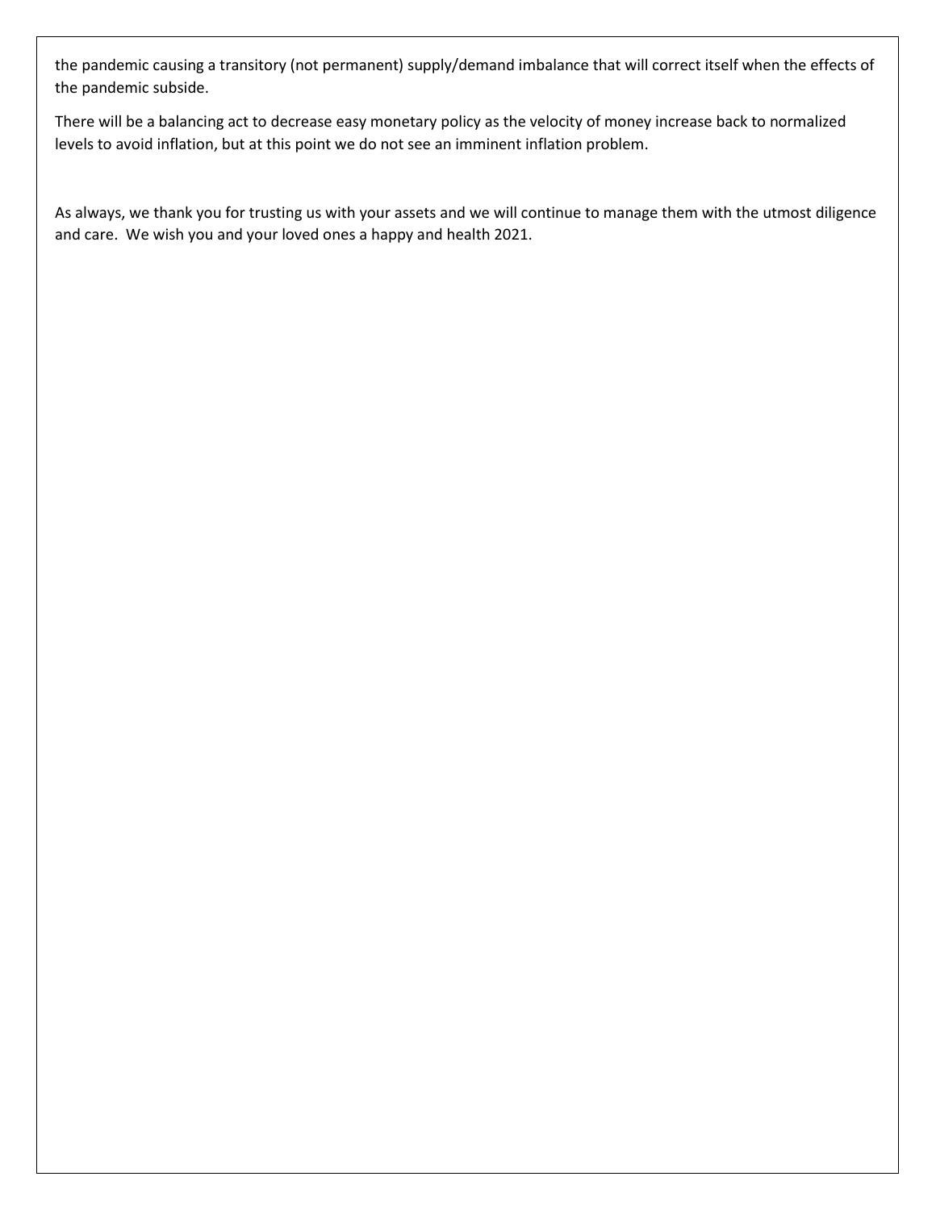the pandemic causing a transitory (not permanent) supply/demand imbalance that will correct itself when the effects of the pandemic subside.

There will be a balancing act to decrease easy monetary policy as the velocity of money increase back to normalized levels to avoid inflation, but at this point we do not see an imminent inflation problem.

As always, we thank you for trusting us with your assets and we will continue to manage them with the utmost diligence and care. We wish you and your loved ones a happy and health 2021.